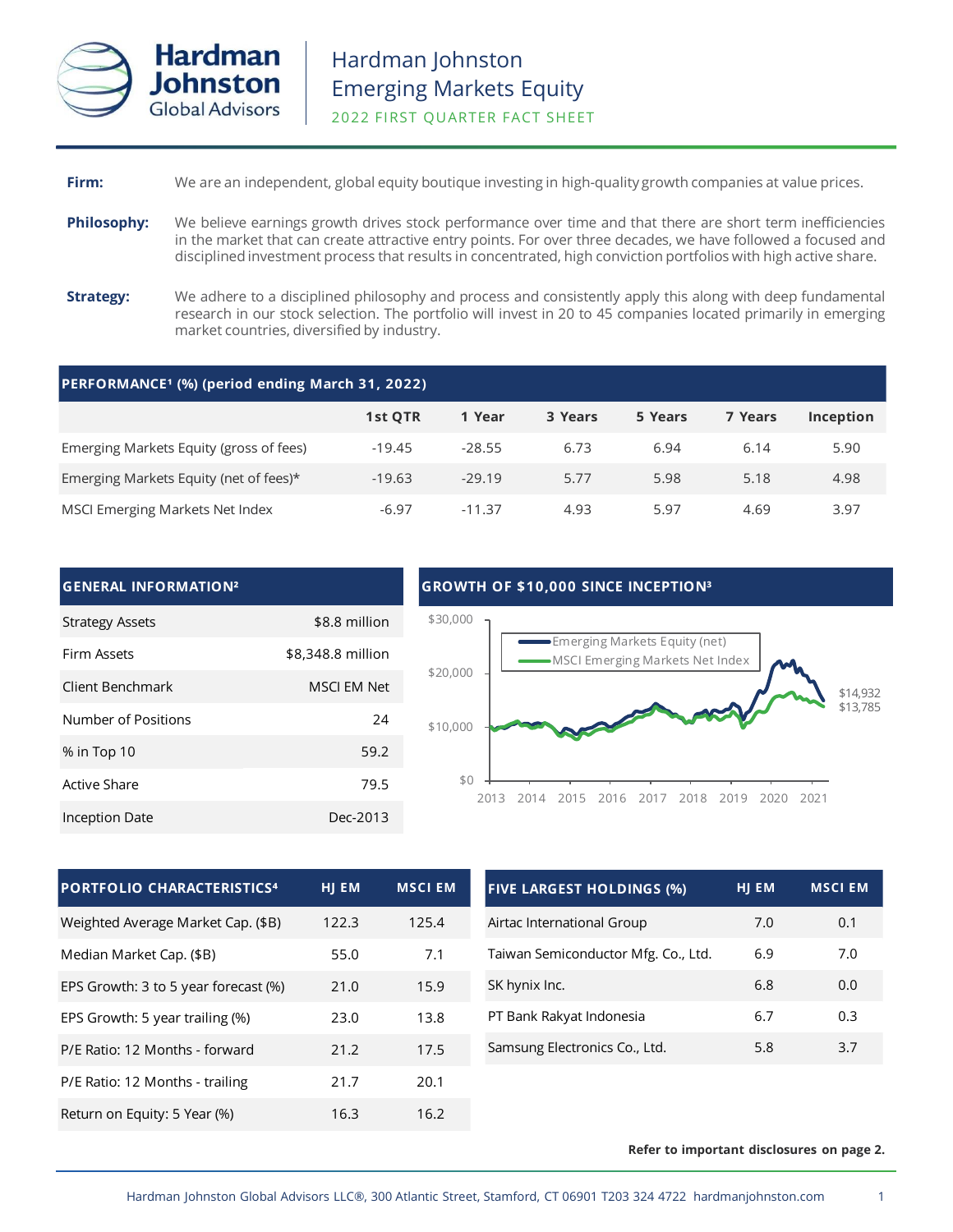# Hardman Johnston Emerging Markets Equity

## 2022 FIRST QUARTER FACT SHEET

**Firm:** We are an independent, global equity boutique investing in high-quality growth companies at value prices.

**Philosophy:** We believe earnings growth drives stock performance over time and that there are short term inefficiencies in the market that can create attractive entry points. For over three decades, we have followed a focused and disciplined investment process that results in concentrated, high conviction portfolios with high active share.

**Strategy:** We adhere to a disciplined philosophy and process and consistently apply this along with deep fundamental research in our stock selection. The portfolio will invest in 20 to 45 companies located primarily in emerging market countries, diversified by industry.

### PERFORMANCE[1] (%) (period ending March 31, 2022)

| | 1st QTR | 1 Year | 3 Years | 5 Years | 7 Years | Inception |
|---|---|---|---|---|---|---|
| Emerging Markets Equity (gross of fees) | -19.45 | -28.55 | 6.73 | 6.94 | 6.14 | 5.90 |
| Emerging Markets Equity (net of fees)* | -19.63 | -29.19 | 5.77 | 5.98 | 5.18 | 4.98 |
| MSCI Emerging Markets Net Index | -6.97 | -11.37 | 4.93 | 5.97 | 4.69 | 3.97 |

### GENERAL INFORMATION[2]

| | |
|---|---|
| Strategy Assets | $8.8 million |
| Firm Assets | $8,348.8 million |
| Client Benchmark | MSCI EM Net |
| Number of Positions | 24 |
| % in Top 10 | 59.2 |
| Active Share | 79.5 |
| Inception Date | Dec-2013 |

### GROWTH OF $10,000 SINCE INCEPTION[3]

Emerging Markets Equity (net): $14,932
MSCI Emerging Markets Net Index: $13,785

### PORTFOLIO CHARACTERISTICS[4]

| | HJ EM | MSCI EM |
|---|---|---|
| Weighted Average Market Cap. ($B) | 122.3 | 125.4 |
| Median Market Cap. ($B) | 55.0 | 7.1 |
| EPS Growth: 3 to 5 year forecast (%) | 21.0 | 15.9 |
| EPS Growth: 5 year trailing (%) | 23.0 | 13.8 |
| P/E Ratio: 12 Months - forward | 21.2 | 17.5 |
| P/E Ratio: 12 Months - trailing | 21.7 | 20.1 |
| Return on Equity: 5 Year (%) | 16.3 | 16.2 |

### FIVE LARGEST HOLDINGS (%)

| | HJ EM | MSCI EM |
|---|---|---|
| Airtac International Group | 7.0 | 0.1 |
| Taiwan Semiconductor Mfg. Co., Ltd. | 6.9 | 7.0 |
| SK hynix Inc. | 6.8 | 0.0 |
| PT Bank Rakyat Indonesia | 6.7 | 0.3 |
| Samsung Electronics Co., Ltd. | 5.8 | 3.7 |

**Refer to important disclosures on page 2.**

Hardman Johnston Global Advisors LLC®, 300 Atlantic Street, Stamford, CT 06901 T203 324 4722 hardmanjohnston.com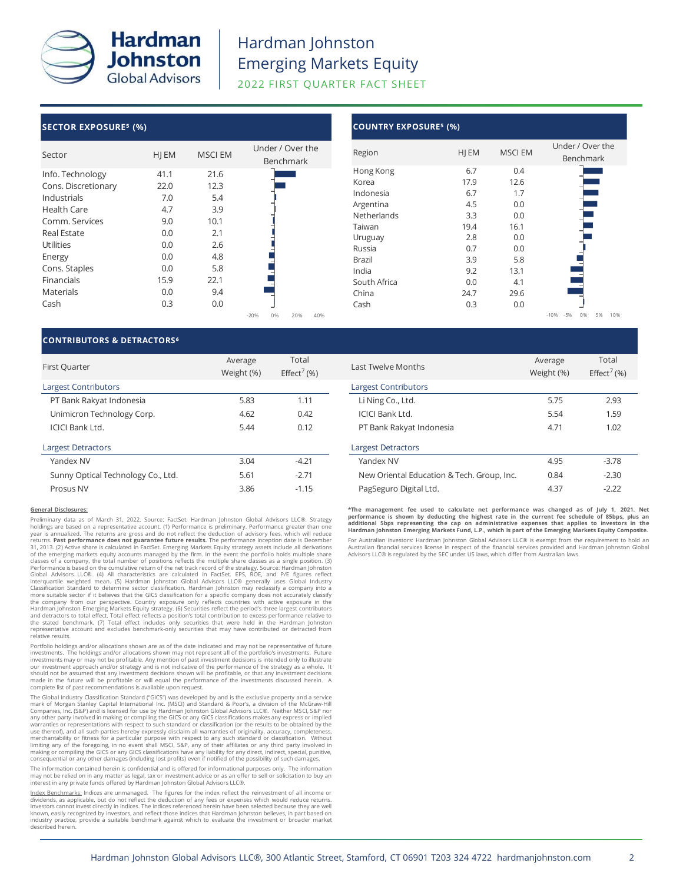# Hardman Johnston Emerging Markets Equity

2022 FIRST QUARTER FACT SHEET

## SECTOR EXPOSURE[5] (%)

| Sector | HJ EM | MSCI EM | Under / Over the Benchmark |
|---|---|---|---|
| Info. Technology | 41.1 | 21.6 | |
| Cons. Discretionary | 22.0 | 12.3 | |
| Industrials | 7.0 | 5.4 | |
| Health Care | 4.7 | 3.9 | |
| Comm. Services | 9.0 | 10.1 | |
| Real Estate | 0.0 | 2.1 | |
| Utilities | 0.0 | 2.6 | |
| Energy | 0.0 | 4.8 | |
| Cons. Staples | 0.0 | 5.8 | |
| Financials | 15.9 | 22.1 | |
| Materials | 0.0 | 9.4 | |
| Cash | 0.3 | 0.0 | |

-20% 0% 20% 40%

## COUNTRY EXPOSURE[5] (%)

| Region | HJ EM | MSCI EM | Under / Over the Benchmark |
|---|---|---|---|
| Hong Kong | 6.7 | 0.4 | |
| Korea | 17.9 | 12.6 | |
| Indonesia | 6.7 | 1.7 | |
| Argentina | 4.5 | 0.0 | |
| Netherlands | 3.3 | 0.0 | |
| Taiwan | 19.4 | 16.1 | |
| Uruguay | 2.8 | 0.0 | |
| Russia | 0.7 | 0.0 | |
| Brazil | 3.9 | 5.8 | |
| India | 9.2 | 13.1 | |
| South Africa | 0.0 | 4.1 | |
| China | 24.7 | 29.6 | |
| Cash | 0.3 | 0.0 | |

-10% -5% 0% 5% 10%

## CONTRIBUTORS & DETRACTORS[6]

| First Quarter | Average Weight (%) | Total Effect[7] (%) |
|---|---|---|
| **Largest Contributors** | | |
| PT Bank Rakyat Indonesia | 5.83 | 1.11 |
| Unimicron Technology Corp. | 4.62 | 0.42 |
| ICICI Bank Ltd. | 5.44 | 0.12 |
| **Largest Detractors** | | |
| Yandex NV | 3.04 | -4.21 |
| Sunny Optical Technology Co., Ltd. | 5.61 | -2.71 |
| Prosus NV | 3.86 | -1.15 |

| Last Twelve Months | Average Weight (%) | Total Effect[7] (%) |
|---|---|---|
| **Largest Contributors** | | |
| Li Ning Co., Ltd. | 5.75 | 2.93 |
| ICICI Bank Ltd. | 5.54 | 1.59 |
| PT Bank Rakyat Indonesia | 4.71 | 1.02 |
| **Largest Detractors** | | |
| Yandex NV | 4.95 | -3.78 |
| New Oriental Education & Tech. Group, Inc. | 0.84 | -2.30 |
| PagSeguro Digital Ltd. | 4.37 | -2.22 |

### General Disclosures:

Preliminary data as of March 31, 2022. Source: FactSet. Hardman Johnston Global Advisors LLC®. Strategy holdings are based on a representative account. (1) Performance is preliminary. Performance greater than one year is annualized. The returns are gross and do not reflect the deduction of advisory fees, which will reduce returns. **Past performance does not guarantee future results.** The performance inception date is December 31, 2013. (2) Active share is calculated in FactSet. Emerging Markets Equity strategy assets include all derivations of the emerging markets equity accounts managed by the firm. In the event the portfolio holds multiple share classes of a company, the total number of positions reflects the multiple share classes as a single position. (3) Performance is based on the cumulative return of the net track record of the strategy. Source: Hardman Johnston Global Advisors LLC®. (4) All characteristics are calculated in FactSet. EPS, ROE, and P/E figures reflect interquartile weighted mean. (5) Hardman Johnston Global Advisors LLC® generally uses Global Industry Classification Standard to determine sector classification. Hardman Johnston may reclassify a company into a more suitable sector if it believes that the GICS classification for a specific company does not accurately classify the company from our perspective. Country exposure only reflects countries with active exposure in the Hardman Johnston Emerging Markets Equity strategy. (6) Securities reflect the period's three largest contributors and detractors to total effect. Total effect reflects a position's total contribution to excess performance relative to the stated benchmark. (7) Total effect includes only securities that were held in the Hardman Johnston representative account and excludes benchmark-only securities that may have contributed or detracted from relative results.

Portfolio holdings and/or allocations shown are as of the date indicated and may not be representative of future investments. The holdings and/or allocations shown may not represent all of the portfolio's investments. Future investments may or may not be profitable. Any mention of past investment decisions is intended only to illustrate our investment approach and/or strategy and is not indicative of the performance of the strategy as a whole. It should not be assumed that any investment decisions shown will be profitable, or that any investment decisions made in the future will be profitable or will equal the performance of the investments discussed herein. A complete list of past recommendations is available upon request.

The Global Industry Classification Standard ("GICS") was developed by and is the exclusive property and a service mark of Morgan Stanley Capital International Inc. (MSCI) and Standard & Poor's, a division of the McGraw-Hill Companies, Inc. (S&P) and is licensed for use by Hardman Johnston Global Advisors LLC®. Neither MSCI, S&P nor any other party involved in making or compiling the GICS or any GICS classifications makes any express or implied warranties or representations with respect to such standard or classification (or the results to be obtained by the use thereof), and all such parties hereby expressly disclaim all warranties of originality, accuracy, completeness, merchantability or fitness for a particular purpose with respect to any such standard or classification. Without limiting any of the foregoing, in no event shall MSCI, S&P, any of their affiliates or any third party involved in making or compiling the GICS or any GICS classifications have any liability for any direct, indirect, special, punitive, consequential or any other damages (including lost profits) even if notified of the possibility of such damages.

The information contained herein is confidential and is offered for informational purposes only. The information may not be relied on in any matter as legal, tax or investment advice or as an offer to sell or solicitation to buy an interest in any private funds offered by Hardman Johnston Global Advisors LLC®.

Index Benchmarks: Indices are unmanaged. The figures for the index reflect the reinvestment of all income or dividends, as applicable, but do not reflect the deduction of any fees or expenses which would reduce returns. Investors cannot invest directly in indices. The indices referenced herein have been selected because they are well known, easily recognized by investors, and reflect those indices that Hardman Johnston believes, in part based on industry practice, provide a suitable benchmark against which to evaluate the investment or broader market described herein.

**\*The management fee used to calculate net performance was changed as of July 1, 2021. Net performance is shown by deducting the highest rate in the current fee schedule of 85bps, plus an additional 5bps representing the cap on administrative expenses that applies to investors in the Hardman Johnston Emerging Markets Fund, L.P., which is part of the Emerging Markets Equity Composite.**

For Australian investors: Hardman Johnston Global Advisors LLC® is exempt from the requirement to hold an Australian financial services license in respect of the financial services provided and Hardman Johnston Global Advisors LLC® is regulated by the SEC under US laws, which differ from Australian laws.

Hardman Johnston Global Advisors LLC®, 300 Atlantic Street, Stamford, CT 06901 T203 324 4722 hardmanjohnston.com